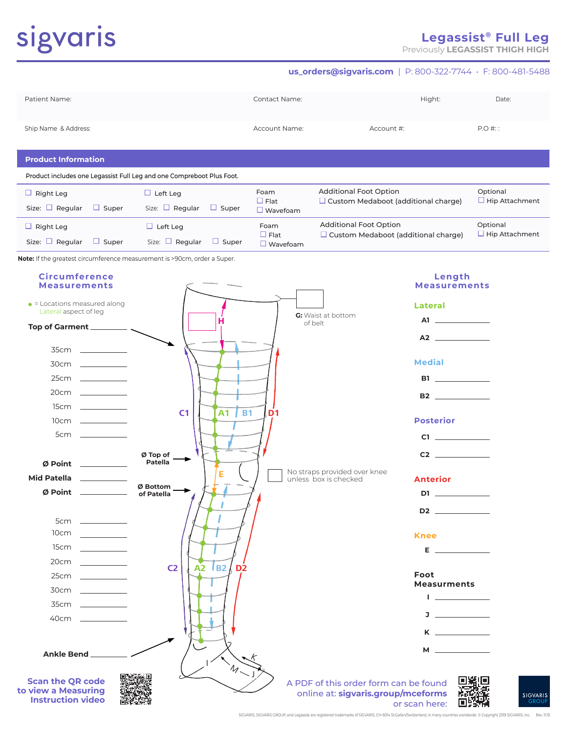# sigvaris

## Legassist® Full Leg

Previously **LEGASSIST THIGH HIGH**

**us_orders@sigvaris.com** | P: 800-322-7744 • F: 800-481-5488

| Patient Name: | Contact Name: | | Hight: | Date: |
|---|---|---|---|---|
| Ship Name & Address: | Account Name: | Account #: | | P.O #: : |

## Product Information

Product includes one Legassist Full Leg and one Compreboot Plus Foot.

| | | Foam | Additional Foot Option | Optional |
|---|---|---|---|---|
| ☐ Right Leg<br>Size: ☐ Regular ☐ Super | ☐ Left Leg<br>Size: ☐ Regular ☐ Super | ☐ Flat<br>☐ Wavefoam | ☐ Custom Medaboot (additional charge) | ☐ Hip Attachment |
| ☐ Right Leg<br>Size: ☐ Regular ☐ Super | ☐ Left Leg<br>Size: ☐ Regular ☐ Super | ☐ Flat<br>☐ Wavefoam | ☐ Custom Medaboot (additional charge) | ☐ Hip Attachment |

**Note:** If the greatest circumference measurement is >90cm, order a Super.

### Circumference Measurements

● = Locations measured along Lateral aspect of leg

**Top of Garment** ________

35cm ________
30cm ________
25cm ________
20cm ________
15cm ________
10cm ________
5cm ________

**Ø Point** ________ (Ø Top of Patella)
**Mid Patella** ________
**Ø Point** ________ (Ø Bottom of Patella)

5cm ________
10cm ________
15cm ________
20cm ________
25cm ________
30cm ________
35cm ________
40cm ________

**Ankle Bend** ________

H ☐

**G:** Waist at bottom of belt ☐

☐ No straps provided over knee unless box is checked

### Length Measurements

**Lateral**

A1 ________
A2 ________

**Medial**

B1 ________
B2 ________

**Posterior**

C1 ________
C2 ________

**Anterior**

D1 ________
D2 ________

**Knee**

E ________

**Foot Measurments**

I ________
J ________
K ________
M ________

**Scan the QR code to view a Measuring Instruction video**

A PDF of this order form can be found online at: **sigvaris.group/mceforms** or scan here:

SIGVARIS, SIGVARIS GROUP, and Legassist are registered trademarks of SIGVARIS, CH-9014 St.Gallen/Switzerland, in many countries worldwide. © Copyright 2019 SIGVARIS, Inc. Rev. 11.19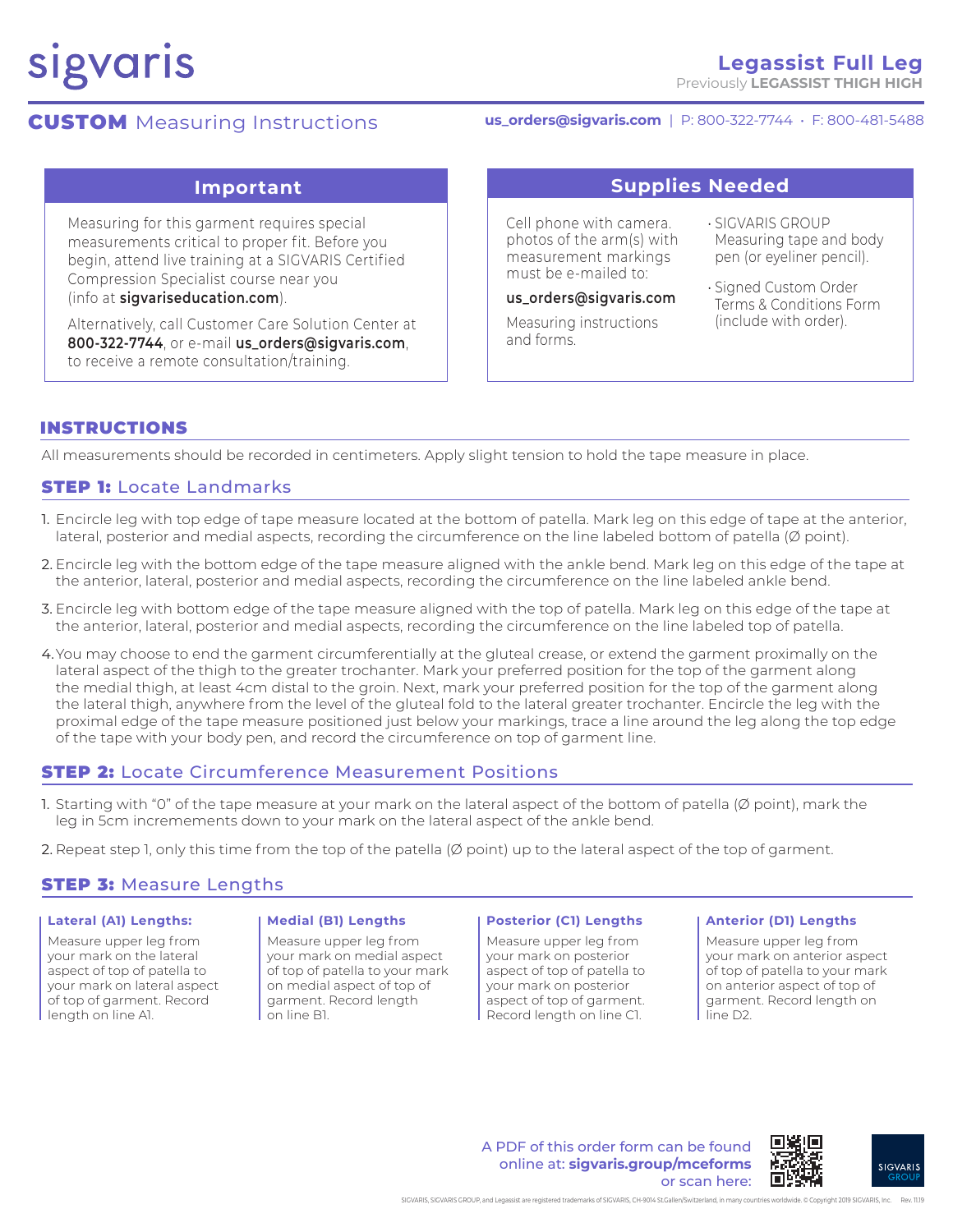# sigvaris

## Legassist Full Leg

Previously **LEGASSIST THIGH HIGH**

## **CUSTOM** Measuring Instructions

**us_orders@sigvaris.com** | P: 800-322-7744 • F: 800-481-5488

### Important

Measuring for this garment requires special measurements critical to proper fit. Before you begin, attend live training at a SIGVARIS Certified Compression Specialist course near you (info at **sigvariseducation.com**).

Alternatively, call Customer Care Solution Center at **800-322-7744**, or e-mail **us_orders@sigvaris.com**, to receive a remote consultation/training.

### Supplies Needed

Cell phone with camera. photos of the arm(s) with measurement markings must be e-mailed to:

**us_orders@sigvaris.com**

Measuring instructions and forms.

- SIGVARIS GROUP Measuring tape and body pen (or eyeliner pencil).
- Signed Custom Order Terms & Conditions Form (include with order).

## INSTRUCTIONS

All measurements should be recorded in centimeters. Apply slight tension to hold the tape measure in place.

### STEP 1: Locate Landmarks

1. Encircle leg with top edge of tape measure located at the bottom of patella. Mark leg on this edge of tape at the anterior, lateral, posterior and medial aspects, recording the circumference on the line labeled bottom of patella (Ø point).
2. Encircle leg with the bottom edge of the tape measure aligned with the ankle bend. Mark leg on this edge of the tape at the anterior, lateral, posterior and medial aspects, recording the circumference on the line labeled ankle bend.
3. Encircle leg with bottom edge of the tape measure aligned with the top of patella. Mark leg on this edge of the tape at the anterior, lateral, posterior and medial aspects, recording the circumference on the line labeled top of patella.
4. You may choose to end the garment circumferentially at the gluteal crease, or extend the garment proximally on the lateral aspect of the thigh to the greater trochanter. Mark your preferred position for the top of the garment along the medial thigh, at least 4cm distal to the groin. Next, mark your preferred position for the top of the garment along the lateral thigh, anywhere from the level of the gluteal fold to the lateral greater trochanter. Encircle the leg with the proximal edge of the tape measure positioned just below your markings, trace a line around the leg along the top edge of the tape with your body pen, and record the circumference on top of garment line.

### STEP 2: Locate Circumference Measurement Positions

1. Starting with "0" of the tape measure at your mark on the lateral aspect of the bottom of patella (Ø point), mark the leg in 5cm incremements down to your mark on the lateral aspect of the ankle bend.
2. Repeat step 1, only this time from the top of the patella (Ø point) up to the lateral aspect of the top of garment.

### STEP 3: Measure Lengths

**Lateral (A1) Lengths:**

Measure upper leg from your mark on the lateral aspect of top of patella to your mark on lateral aspect of top of garment. Record length on line A1.

**Medial (B1) Lengths**

Measure upper leg from your mark on medial aspect of top of patella to your mark on medial aspect of top of garment. Record length on line B1.

**Posterior (C1) Lengths**

Measure upper leg from your mark on posterior aspect of top of patella to your mark on posterior aspect of top of garment. Record length on line C1.

**Anterior (D1) Lengths**

Measure upper leg from your mark on anterior aspect of top of patella to your mark on anterior aspect of top of garment. Record length on line D2.

A PDF of this order form can be found online at: **sigvaris.group/mceforms** or scan here:

SIGVARIS, SIGVARIS GROUP, and Legassist are registered trademarks of SIGVARIS, CH-9014 St.Gallen/Switzerland, in many countries worldwide. © Copyright 2019 SIGVARIS, Inc. Rev. 11.19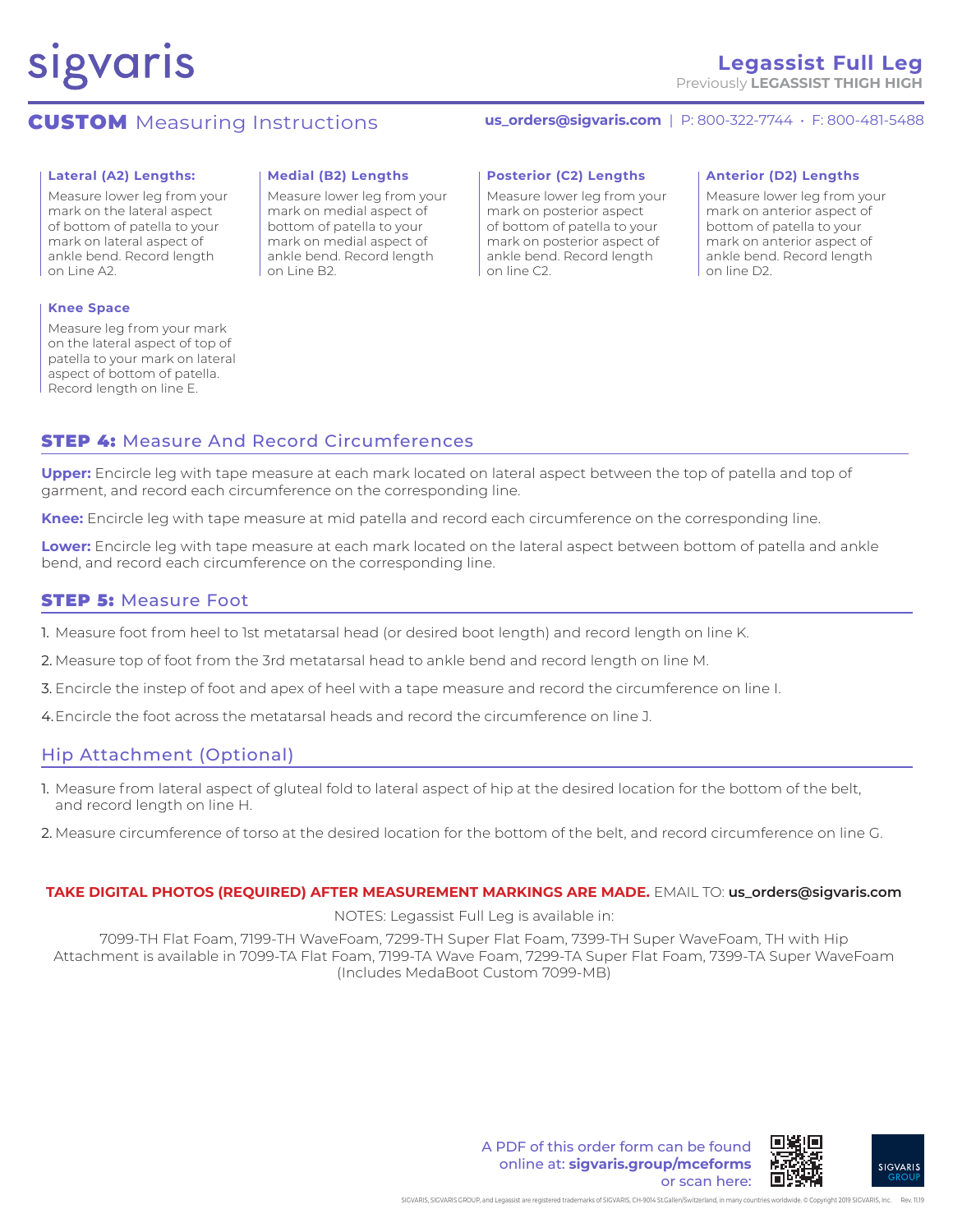# sigvaris

## Legassist Full Leg

Previously **LEGASSIST THIGH HIGH**

## **CUSTOM** Measuring Instructions

**us_orders@sigvaris.com** | P: 800-322-7744 • F: 800-481-5488

### Lateral (A2) Lengths:

Measure lower leg from your mark on the lateral aspect of bottom of patella to your mark on lateral aspect of ankle bend. Record length on Line A2.

### Medial (B2) Lengths

Measure lower leg from your mark on medial aspect of bottom of patella to your mark on medial aspect of ankle bend. Record length on Line B2.

### Posterior (C2) Lengths

Measure lower leg from your mark on posterior aspect of bottom of patella to your mark on posterior aspect of ankle bend. Record length on line C2.

### Anterior (D2) Lengths

Measure lower leg from your mark on anterior aspect of bottom of patella to your mark on anterior aspect of ankle bend. Record length on line D2.

### Knee Space

Measure leg from your mark on the lateral aspect of top of patella to your mark on lateral aspect of bottom of patella. Record length on line E.

## STEP 4: Measure And Record Circumferences

**Upper:** Encircle leg with tape measure at each mark located on lateral aspect between the top of patella and top of garment, and record each circumference on the corresponding line.

**Knee:** Encircle leg with tape measure at mid patella and record each circumference on the corresponding line.

**Lower:** Encircle leg with tape measure at each mark located on the lateral aspect between bottom of patella and ankle bend, and record each circumference on the corresponding line.

## STEP 5: Measure Foot

1. Measure foot from heel to 1st metatarsal head (or desired boot length) and record length on line K.
2. Measure top of foot from the 3rd metatarsal head to ankle bend and record length on line M.
3. Encircle the instep of foot and apex of heel with a tape measure and record the circumference on line I.
4. Encircle the foot across the metatarsal heads and record the circumference on line J.

## Hip Attachment (Optional)

1. Measure from lateral aspect of gluteal fold to lateral aspect of hip at the desired location for the bottom of the belt, and record length on line H.
2. Measure circumference of torso at the desired location for the bottom of the belt, and record circumference on line G.

**TAKE DIGITAL PHOTOS (REQUIRED) AFTER MEASUREMENT MARKINGS ARE MADE.** EMAIL TO: **us_orders@sigvaris.com**

NOTES: Legassist Full Leg is available in:

7099-TH Flat Foam, 7199-TH WaveFoam, 7299-TH Super Flat Foam, 7399-TH Super WaveFoam, TH with Hip Attachment is available in 7099-TA Flat Foam, 7199-TA Wave Foam, 7299-TA Super Flat Foam, 7399-TA Super WaveFoam (Includes MedaBoot Custom 7099-MB)

A PDF of this order form can be found online at: **sigvaris.group/mceforms** or scan here:

SIGVARIS GROUP

SIGVARIS, SIGVARIS GROUP, and Legassist are registered trademarks of SIGVARIS, CH-9014 St.Gallen/Switzerland, in many countries worldwide. © Copyright 2019 SIGVARIS, Inc. Rev. 11.19